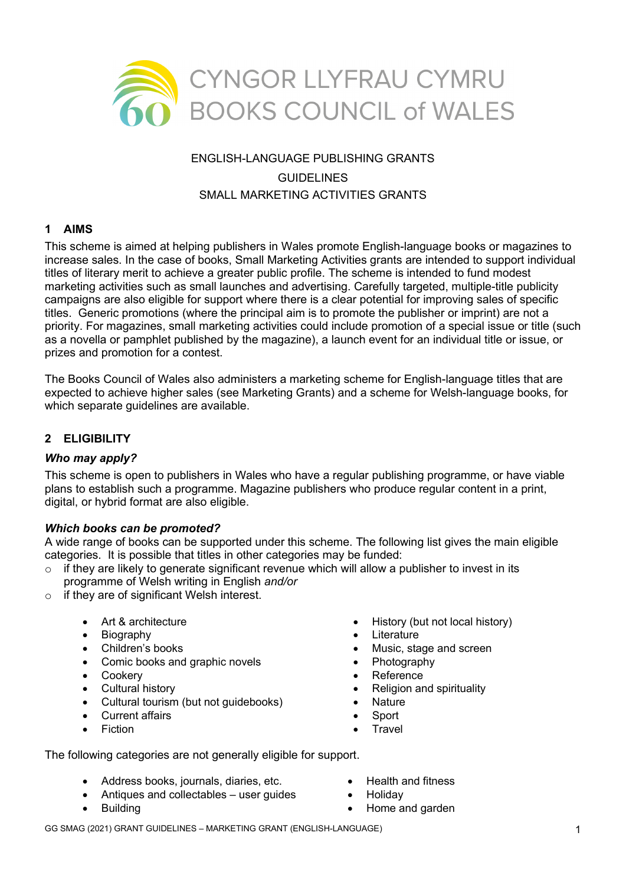CYNGOR LLYFRAU CYMRU
BOOKS COUNCIL of WALES

ENGLISH-LANGUAGE PUBLISHING GRANTS

GUIDELINES

SMALL MARKETING ACTIVITIES GRANTS

## 1 AIMS

This scheme is aimed at helping publishers in Wales promote English-language books or magazines to increase sales. In the case of books, Small Marketing Activities grants are intended to support individual titles of literary merit to achieve a greater public profile. The scheme is intended to fund modest marketing activities such as small launches and advertising. Carefully targeted, multiple-title publicity campaigns are also eligible for support where there is a clear potential for improving sales of specific titles. Generic promotions (where the principal aim is to promote the publisher or imprint) are not a priority. For magazines, small marketing activities could include promotion of a special issue or title (such as a novella or pamphlet published by the magazine), a launch event for an individual title or issue, or prizes and promotion for a contest.

The Books Council of Wales also administers a marketing scheme for English-language titles that are expected to achieve higher sales (see Marketing Grants) and a scheme for Welsh-language books, for which separate guidelines are available.

## 2 ELIGIBILITY

### *Who may apply?*

This scheme is open to publishers in Wales who have a regular publishing programme, or have viable plans to establish such a programme. Magazine publishers who produce regular content in a print, digital, or hybrid format are also eligible.

### *Which books can be promoted?*

A wide range of books can be supported under this scheme. The following list gives the main eligible categories. It is possible that titles in other categories may be funded:

- if they are likely to generate significant revenue which will allow a publisher to invest in its programme of Welsh writing in English *and/or*
- if they are of significant Welsh interest.

- Art & architecture
- Biography
- Children's books
- Comic books and graphic novels
- Cookery
- Cultural history
- Cultural tourism (but not guidebooks)
- Current affairs
- Fiction
- History (but not local history)
- Literature
- Music, stage and screen
- Photography
- Reference
- Religion and spirituality
- Nature
- Sport
- Travel

The following categories are not generally eligible for support.

- Address books, journals, diaries, etc.
- Antiques and collectables – user guides
- Building
- Health and fitness
- Holiday
- Home and garden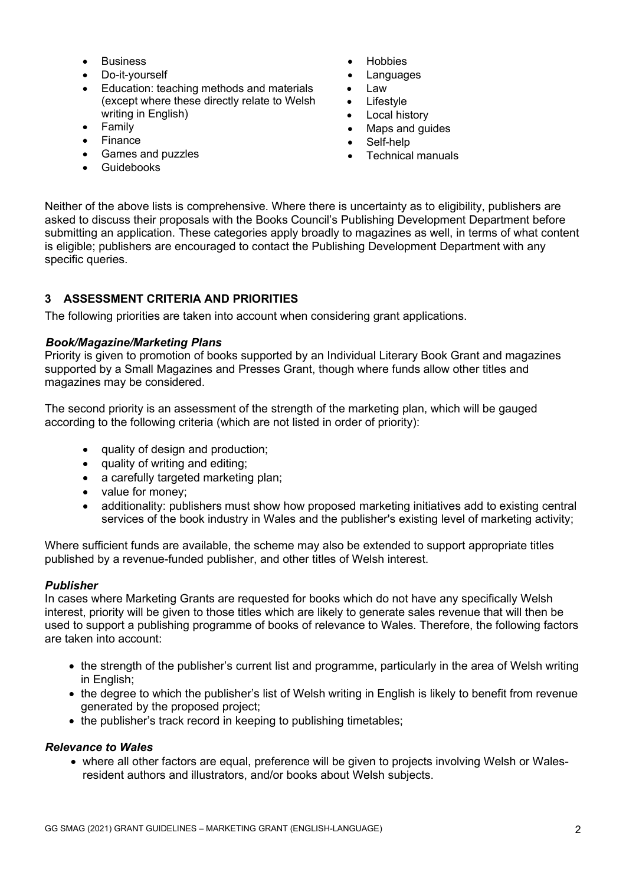- Business
- Do-it-yourself
- Education: teaching methods and materials (except where these directly relate to Welsh writing in English)
- Family
- Finance
- Games and puzzles
- Guidebooks
- Hobbies
- Languages
- Law
- Lifestyle
- Local history
- Maps and guides
- Self-help
- Technical manuals

Neither of the above lists is comprehensive. Where there is uncertainty as to eligibility, publishers are asked to discuss their proposals with the Books Council's Publishing Development Department before submitting an application. These categories apply broadly to magazines as well, in terms of what content is eligible; publishers are encouraged to contact the Publishing Development Department with any specific queries.

## 3 ASSESSMENT CRITERIA AND PRIORITIES

The following priorities are taken into account when considering grant applications.

***Book/Magazine/Marketing Plans***

Priority is given to promotion of books supported by an Individual Literary Book Grant and magazines supported by a Small Magazines and Presses Grant, though where funds allow other titles and magazines may be considered.

The second priority is an assessment of the strength of the marketing plan, which will be gauged according to the following criteria (which are not listed in order of priority):

- quality of design and production;
- quality of writing and editing;
- a carefully targeted marketing plan;
- value for money;
- additionality: publishers must show how proposed marketing initiatives add to existing central services of the book industry in Wales and the publisher's existing level of marketing activity;

Where sufficient funds are available, the scheme may also be extended to support appropriate titles published by a revenue-funded publisher, and other titles of Welsh interest.

***Publisher***

In cases where Marketing Grants are requested for books which do not have any specifically Welsh interest, priority will be given to those titles which are likely to generate sales revenue that will then be used to support a publishing programme of books of relevance to Wales. Therefore, the following factors are taken into account:

- the strength of the publisher's current list and programme, particularly in the area of Welsh writing in English;
- the degree to which the publisher's list of Welsh writing in English is likely to benefit from revenue generated by the proposed project;
- the publisher's track record in keeping to publishing timetables;

***Relevance to Wales***

- where all other factors are equal, preference will be given to projects involving Welsh or Wales-resident authors and illustrators, and/or books about Welsh subjects.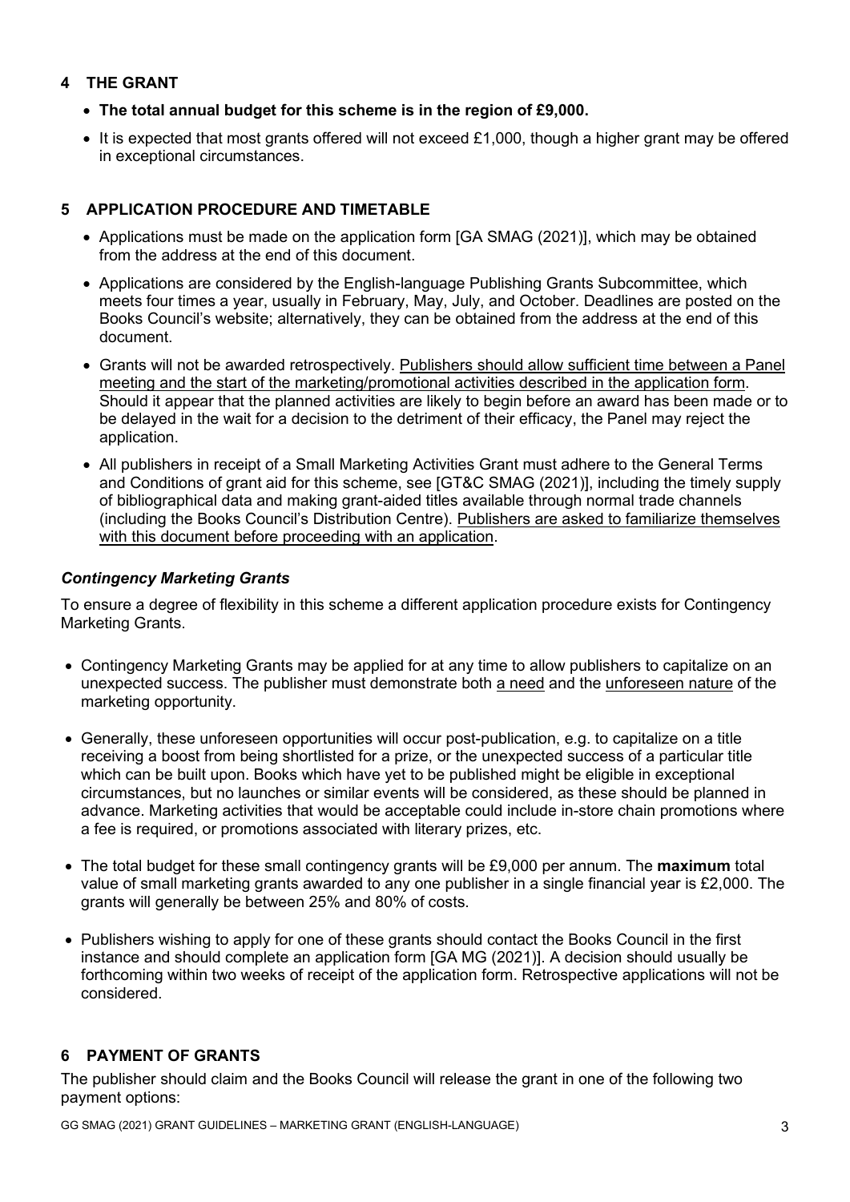## 4 THE GRANT

- **The total annual budget for this scheme is in the region of £9,000.**
- It is expected that most grants offered will not exceed £1,000, though a higher grant may be offered in exceptional circumstances.

## 5 APPLICATION PROCEDURE AND TIMETABLE

- Applications must be made on the application form [GA SMAG (2021)], which may be obtained from the address at the end of this document.
- Applications are considered by the English-language Publishing Grants Subcommittee, which meets four times a year, usually in February, May, July, and October. Deadlines are posted on the Books Council's website; alternatively, they can be obtained from the address at the end of this document.
- Grants will not be awarded retrospectively. <u>Publishers should allow sufficient time between a Panel meeting and the start of the marketing/promotional activities described in the application form</u>. Should it appear that the planned activities are likely to begin before an award has been made or to be delayed in the wait for a decision to the detriment of their efficacy, the Panel may reject the application.
- All publishers in receipt of a Small Marketing Activities Grant must adhere to the General Terms and Conditions of grant aid for this scheme, see [GT&C SMAG (2021)], including the timely supply of bibliographical data and making grant-aided titles available through normal trade channels (including the Books Council's Distribution Centre). <u>Publishers are asked to familiarize themselves with this document before proceeding with an application</u>.

### *Contingency Marketing Grants*

To ensure a degree of flexibility in this scheme a different application procedure exists for Contingency Marketing Grants.

- Contingency Marketing Grants may be applied for at any time to allow publishers to capitalize on an unexpected success. The publisher must demonstrate both <u>a need</u> and the <u>unforeseen nature</u> of the marketing opportunity.
- Generally, these unforeseen opportunities will occur post-publication, e.g. to capitalize on a title receiving a boost from being shortlisted for a prize, or the unexpected success of a particular title which can be built upon. Books which have yet to be published might be eligible in exceptional circumstances, but no launches or similar events will be considered, as these should be planned in advance. Marketing activities that would be acceptable could include in-store chain promotions where a fee is required, or promotions associated with literary prizes, etc.
- The total budget for these small contingency grants will be £9,000 per annum. The **maximum** total value of small marketing grants awarded to any one publisher in a single financial year is £2,000. The grants will generally be between 25% and 80% of costs.
- Publishers wishing to apply for one of these grants should contact the Books Council in the first instance and should complete an application form [GA MG (2021)]. A decision should usually be forthcoming within two weeks of receipt of the application form. Retrospective applications will not be considered.

## 6 PAYMENT OF GRANTS

The publisher should claim and the Books Council will release the grant in one of the following two payment options: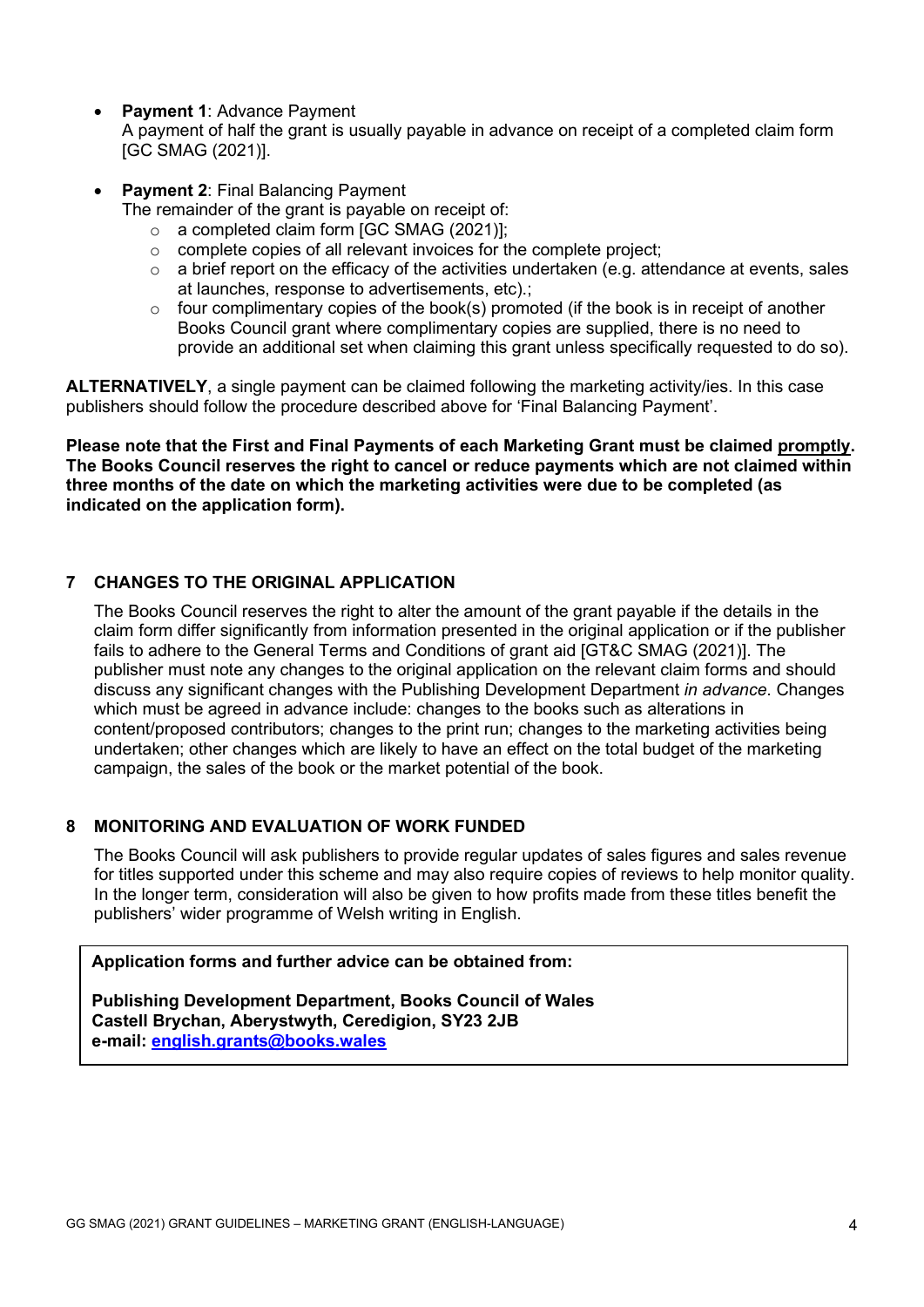- **Payment 1**: Advance Payment
  A payment of half the grant is usually payable in advance on receipt of a completed claim form [GC SMAG (2021)].

- **Payment 2**: Final Balancing Payment
  The remainder of the grant is payable on receipt of:
  - a completed claim form [GC SMAG (2021)];
  - complete copies of all relevant invoices for the complete project;
  - a brief report on the efficacy of the activities undertaken (e.g. attendance at events, sales at launches, response to advertisements, etc).;
  - four complimentary copies of the book(s) promoted (if the book is in receipt of another Books Council grant where complimentary copies are supplied, there is no need to provide an additional set when claiming this grant unless specifically requested to do so).

**ALTERNATIVELY**, a single payment can be claimed following the marketing activity/ies. In this case publishers should follow the procedure described above for 'Final Balancing Payment'.

**Please note that the First and Final Payments of each Marketing Grant must be claimed promptly. The Books Council reserves the right to cancel or reduce payments which are not claimed within three months of the date on which the marketing activities were due to be completed (as indicated on the application form).**

## 7 CHANGES TO THE ORIGINAL APPLICATION

The Books Council reserves the right to alter the amount of the grant payable if the details in the claim form differ significantly from information presented in the original application or if the publisher fails to adhere to the General Terms and Conditions of grant aid [GT&C SMAG (2021)]. The publisher must note any changes to the original application on the relevant claim forms and should discuss any significant changes with the Publishing Development Department *in advance*. Changes which must be agreed in advance include: changes to the books such as alterations in content/proposed contributors; changes to the print run; changes to the marketing activities being undertaken; other changes which are likely to have an effect on the total budget of the marketing campaign, the sales of the book or the market potential of the book.

## 8 MONITORING AND EVALUATION OF WORK FUNDED

The Books Council will ask publishers to provide regular updates of sales figures and sales revenue for titles supported under this scheme and may also require copies of reviews to help monitor quality. In the longer term, consideration will also be given to how profits made from these titles benefit the publishers' wider programme of Welsh writing in English.

**Application forms and further advice can be obtained from:**

**Publishing Development Department, Books Council of Wales**
**Castell Brychan, Aberystwyth, Ceredigion, SY23 2JB**
**e-mail: english.grants@books.wales**